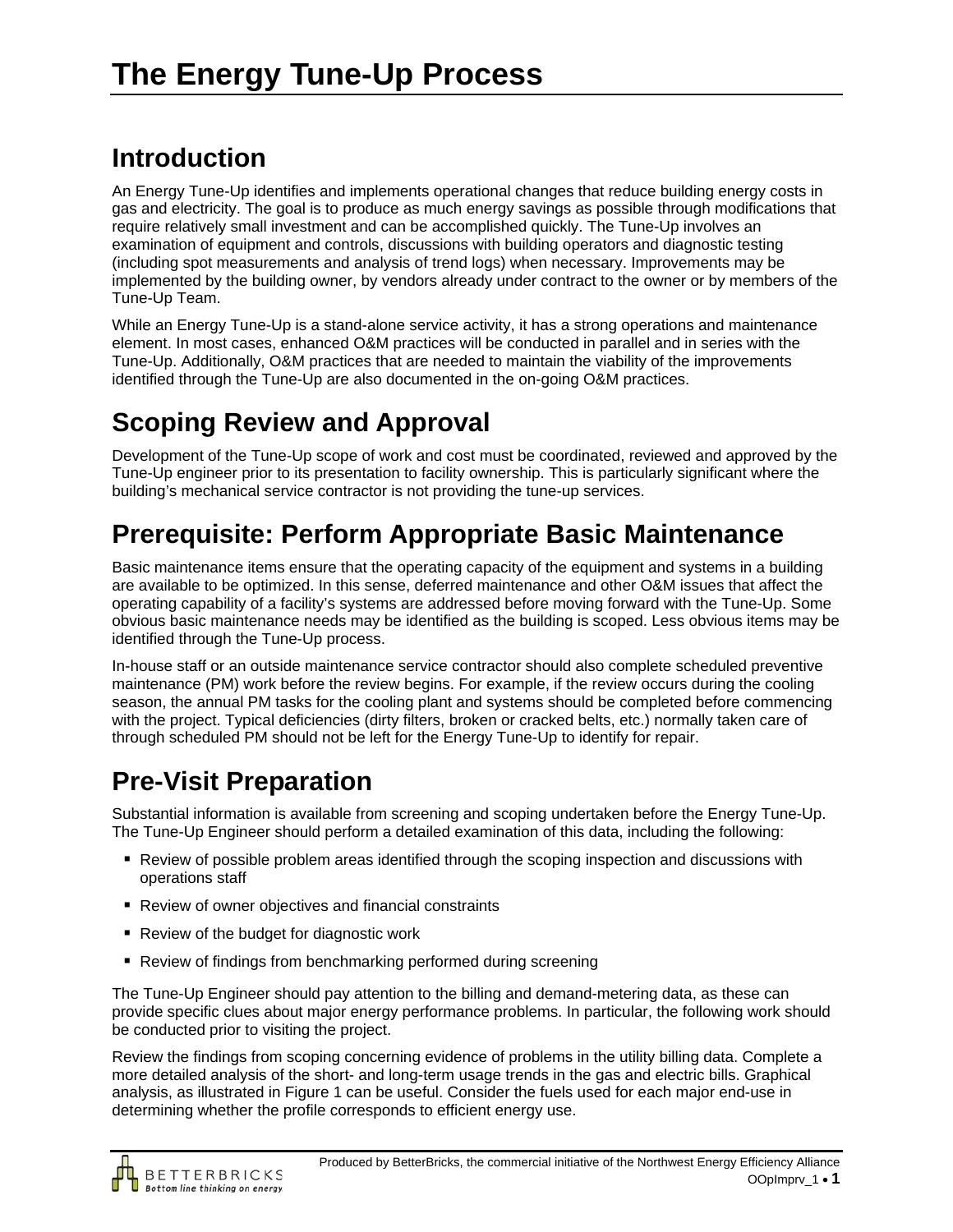# The Energy Tune-Up Process

## Introduction

An Energy Tune-Up identifies and implements operational changes that reduce building energy costs in gas and electricity. The goal is to produce as much energy savings as possible through modifications that require relatively small investment and can be accomplished quickly. The Tune-Up involves an examination of equipment and controls, discussions with building operators and diagnostic testing (including spot measurements and analysis of trend logs) when necessary. Improvements may be implemented by the building owner, by vendors already under contract to the owner or by members of the Tune-Up Team.

While an Energy Tune-Up is a stand-alone service activity, it has a strong operations and maintenance element. In most cases, enhanced O&M practices will be conducted in parallel and in series with the Tune-Up. Additionally, O&M practices that are needed to maintain the viability of the improvements identified through the Tune-Up are also documented in the on-going O&M practices.

## Scoping Review and Approval

Development of the Tune-Up scope of work and cost must be coordinated, reviewed and approved by the Tune-Up engineer prior to its presentation to facility ownership. This is particularly significant where the building's mechanical service contractor is not providing the tune-up services.

## Prerequisite: Perform Appropriate Basic Maintenance

Basic maintenance items ensure that the operating capacity of the equipment and systems in a building are available to be optimized. In this sense, deferred maintenance and other O&M issues that affect the operating capability of a facility's systems are addressed before moving forward with the Tune-Up. Some obvious basic maintenance needs may be identified as the building is scoped. Less obvious items may be identified through the Tune-Up process.

In-house staff or an outside maintenance service contractor should also complete scheduled preventive maintenance (PM) work before the review begins. For example, if the review occurs during the cooling season, the annual PM tasks for the cooling plant and systems should be completed before commencing with the project. Typical deficiencies (dirty filters, broken or cracked belts, etc.) normally taken care of through scheduled PM should not be left for the Energy Tune-Up to identify for repair.

## Pre-Visit Preparation

Substantial information is available from screening and scoping undertaken before the Energy Tune-Up. The Tune-Up Engineer should perform a detailed examination of this data, including the following:

- Review of possible problem areas identified through the scoping inspection and discussions with operations staff
- Review of owner objectives and financial constraints
- Review of the budget for diagnostic work
- Review of findings from benchmarking performed during screening

The Tune-Up Engineer should pay attention to the billing and demand-metering data, as these can provide specific clues about major energy performance problems. In particular, the following work should be conducted prior to visiting the project.

Review the findings from scoping concerning evidence of problems in the utility billing data. Complete a more detailed analysis of the short- and long-term usage trends in the gas and electric bills. Graphical analysis, as illustrated in Figure 1 can be useful. Consider the fuels used for each major end-use in determining whether the profile corresponds to efficient energy use.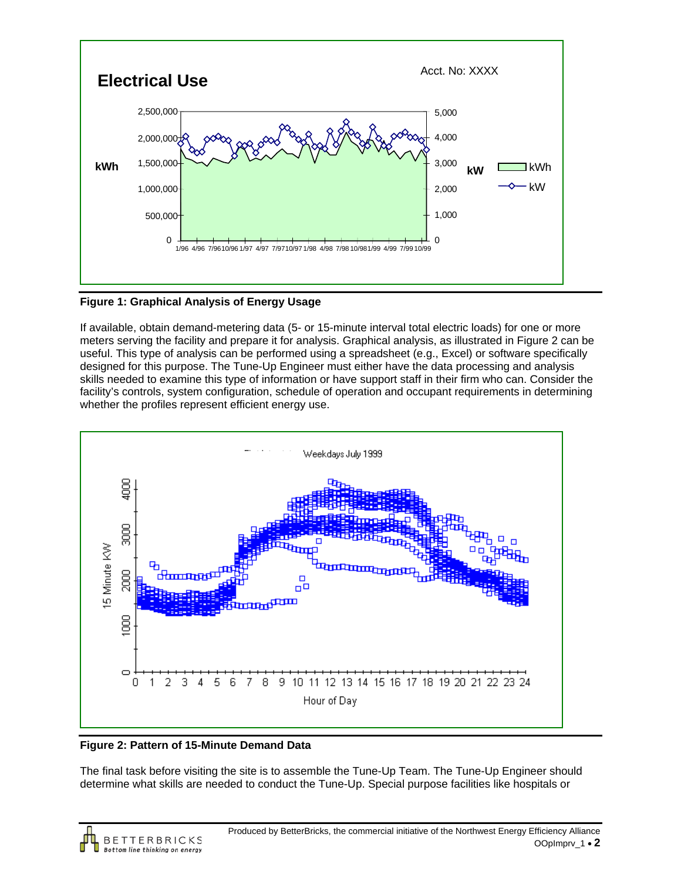**Figure 1: Graphical Analysis of Energy Usage**

If available, obtain demand-metering data (5- or 15-minute interval total electric loads) for one or more meters serving the facility and prepare it for analysis. Graphical analysis, as illustrated in Figure 2 can be useful. This type of analysis can be performed using a spreadsheet (e.g., Excel) or software specifically designed for this purpose. The Tune-Up Engineer must either have the data processing and analysis skills needed to examine this type of information or have support staff in their firm who can. Consider the facility's controls, system configuration, schedule of operation and occupant requirements in determining whether the profiles represent efficient energy use.

**Figure 2: Pattern of 15-Minute Demand Data**

The final task before visiting the site is to assemble the Tune-Up Team. The Tune-Up Engineer should determine what skills are needed to conduct the Tune-Up. Special purpose facilities like hospitals or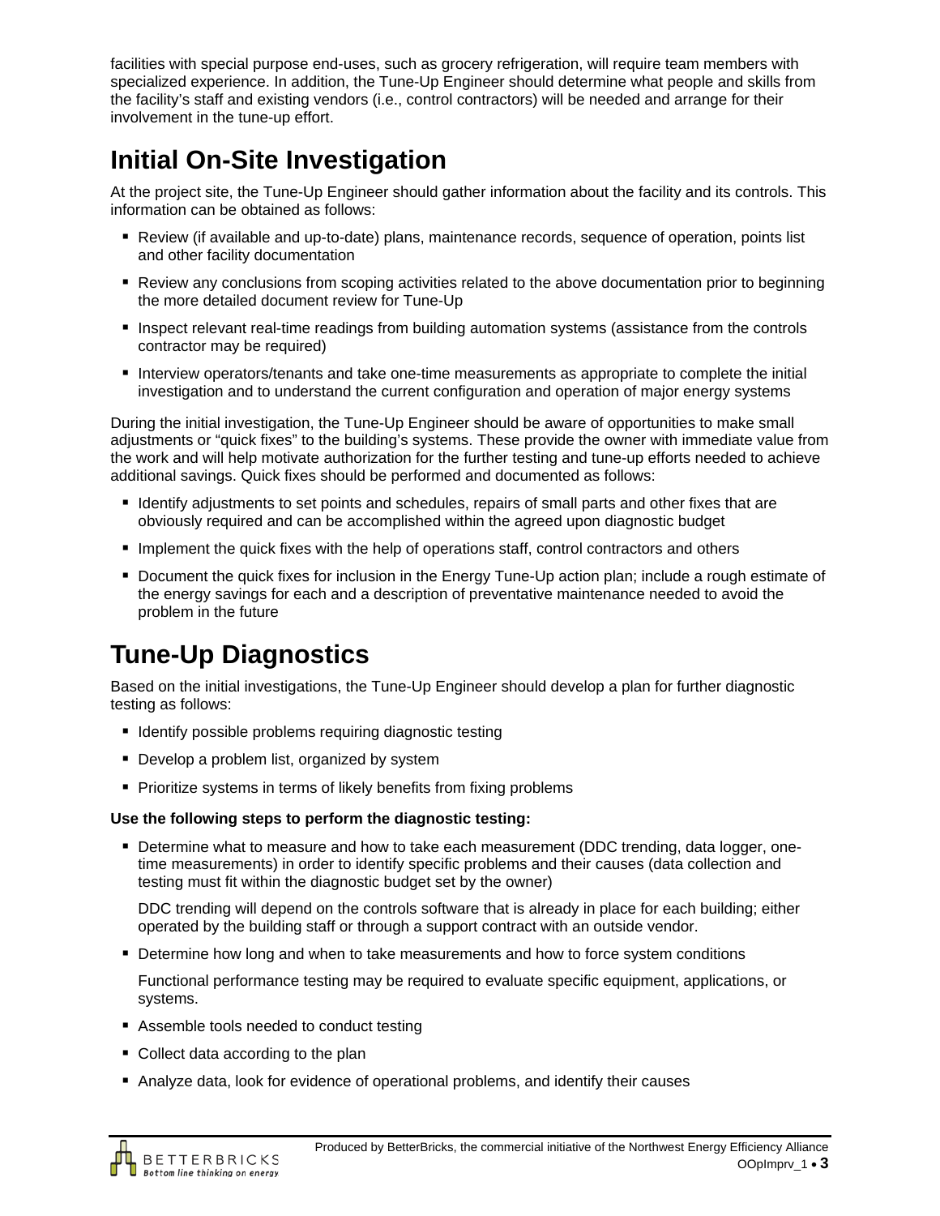facilities with special purpose end-uses, such as grocery refrigeration, will require team members with specialized experience. In addition, the Tune-Up Engineer should determine what people and skills from the facility's staff and existing vendors (i.e., control contractors) will be needed and arrange for their involvement in the tune-up effort.

# Initial On-Site Investigation

At the project site, the Tune-Up Engineer should gather information about the facility and its controls. This information can be obtained as follows:

- Review (if available and up-to-date) plans, maintenance records, sequence of operation, points list and other facility documentation
- Review any conclusions from scoping activities related to the above documentation prior to beginning the more detailed document review for Tune-Up
- Inspect relevant real-time readings from building automation systems (assistance from the controls contractor may be required)
- Interview operators/tenants and take one-time measurements as appropriate to complete the initial investigation and to understand the current configuration and operation of major energy systems

During the initial investigation, the Tune-Up Engineer should be aware of opportunities to make small adjustments or "quick fixes" to the building's systems. These provide the owner with immediate value from the work and will help motivate authorization for the further testing and tune-up efforts needed to achieve additional savings. Quick fixes should be performed and documented as follows:

- Identify adjustments to set points and schedules, repairs of small parts and other fixes that are obviously required and can be accomplished within the agreed upon diagnostic budget
- Implement the quick fixes with the help of operations staff, control contractors and others
- Document the quick fixes for inclusion in the Energy Tune-Up action plan; include a rough estimate of the energy savings for each and a description of preventative maintenance needed to avoid the problem in the future

# Tune-Up Diagnostics

Based on the initial investigations, the Tune-Up Engineer should develop a plan for further diagnostic testing as follows:

- Identify possible problems requiring diagnostic testing
- Develop a problem list, organized by system
- Prioritize systems in terms of likely benefits from fixing problems

**Use the following steps to perform the diagnostic testing:**

- Determine what to measure and how to take each measurement (DDC trending, data logger, one-time measurements) in order to identify specific problems and their causes (data collection and testing must fit within the diagnostic budget set by the owner)

  DDC trending will depend on the controls software that is already in place for each building; either operated by the building staff or through a support contract with an outside vendor.

- Determine how long and when to take measurements and how to force system conditions

  Functional performance testing may be required to evaluate specific equipment, applications, or systems.

- Assemble tools needed to conduct testing
- Collect data according to the plan
- Analyze data, look for evidence of operational problems, and identify their causes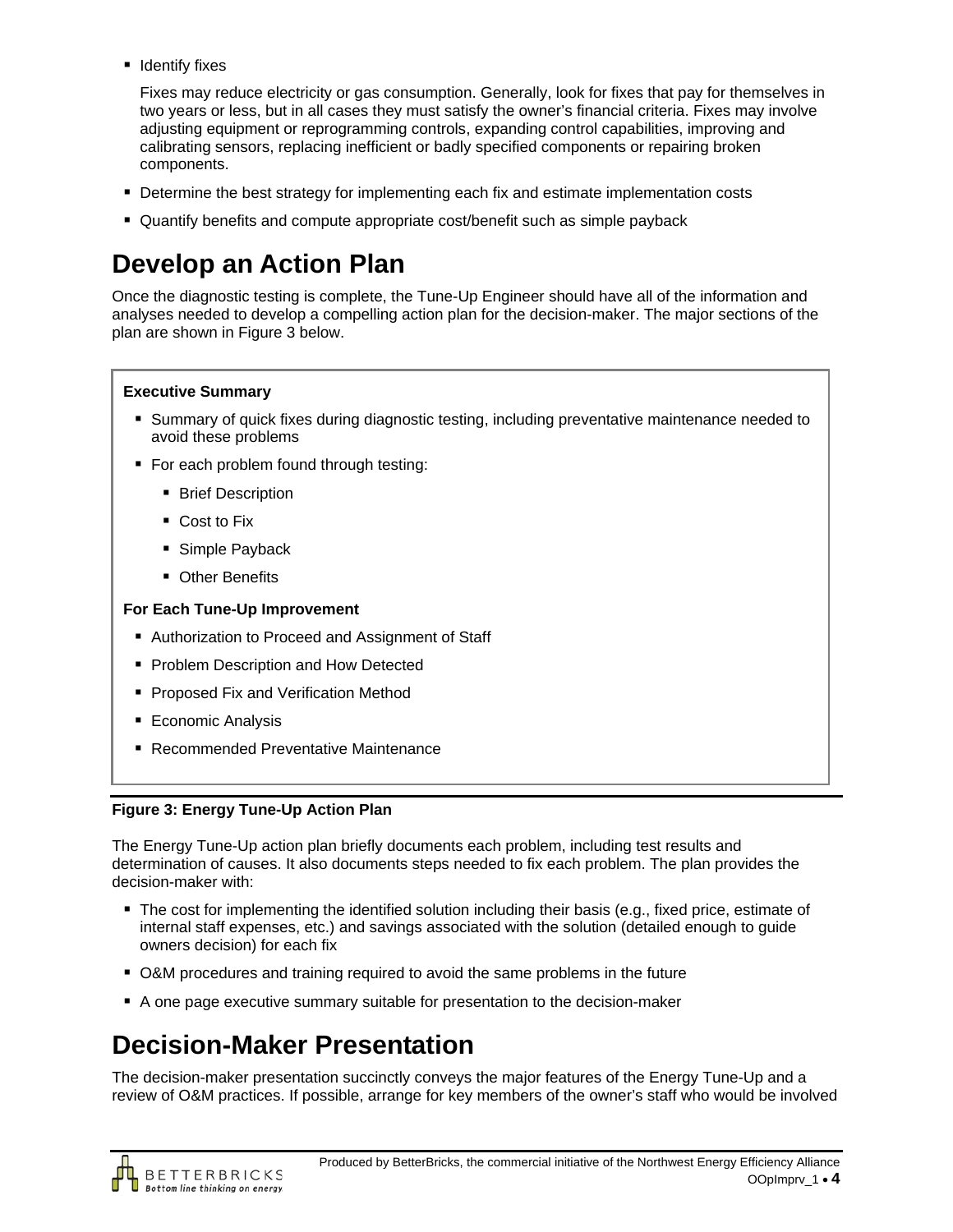- Identify fixes

  Fixes may reduce electricity or gas consumption. Generally, look for fixes that pay for themselves in two years or less, but in all cases they must satisfy the owner's financial criteria. Fixes may involve adjusting equipment or reprogramming controls, expanding control capabilities, improving and calibrating sensors, replacing inefficient or badly specified components or repairing broken components.

- Determine the best strategy for implementing each fix and estimate implementation costs
- Quantify benefits and compute appropriate cost/benefit such as simple payback

# Develop an Action Plan

Once the diagnostic testing is complete, the Tune-Up Engineer should have all of the information and analyses needed to develop a compelling action plan for the decision-maker. The major sections of the plan are shown in Figure 3 below.

**Executive Summary**

- Summary of quick fixes during diagnostic testing, including preventative maintenance needed to avoid these problems
- For each problem found through testing:
  - Brief Description
  - Cost to Fix
  - Simple Payback
  - Other Benefits

**For Each Tune-Up Improvement**

- Authorization to Proceed and Assignment of Staff
- Problem Description and How Detected
- Proposed Fix and Verification Method
- Economic Analysis
- Recommended Preventative Maintenance

**Figure 3: Energy Tune-Up Action Plan**

The Energy Tune-Up action plan briefly documents each problem, including test results and determination of causes. It also documents steps needed to fix each problem. The plan provides the decision-maker with:

- The cost for implementing the identified solution including their basis (e.g., fixed price, estimate of internal staff expenses, etc.) and savings associated with the solution (detailed enough to guide owners decision) for each fix
- O&M procedures and training required to avoid the same problems in the future
- A one page executive summary suitable for presentation to the decision-maker

# Decision-Maker Presentation

The decision-maker presentation succinctly conveys the major features of the Energy Tune-Up and a review of O&M practices. If possible, arrange for key members of the owner's staff who would be involved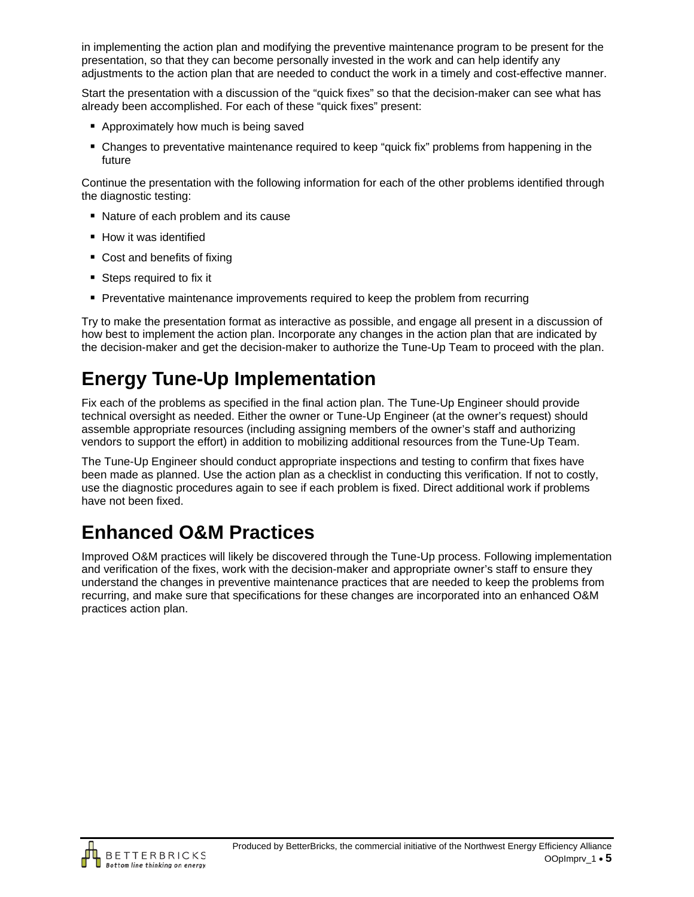in implementing the action plan and modifying the preventive maintenance program to be present for the presentation, so that they can become personally invested in the work and can help identify any adjustments to the action plan that are needed to conduct the work in a timely and cost-effective manner.

Start the presentation with a discussion of the “quick fixes” so that the decision-maker can see what has already been accomplished. For each of these “quick fixes” present:

- Approximately how much is being saved
- Changes to preventative maintenance required to keep “quick fix” problems from happening in the future

Continue the presentation with the following information for each of the other problems identified through the diagnostic testing:

- Nature of each problem and its cause
- How it was identified
- Cost and benefits of fixing
- Steps required to fix it
- Preventative maintenance improvements required to keep the problem from recurring

Try to make the presentation format as interactive as possible, and engage all present in a discussion of how best to implement the action plan. Incorporate any changes in the action plan that are indicated by the decision-maker and get the decision-maker to authorize the Tune-Up Team to proceed with the plan.

# Energy Tune-Up Implementation

Fix each of the problems as specified in the final action plan. The Tune-Up Engineer should provide technical oversight as needed. Either the owner or Tune-Up Engineer (at the owner’s request) should assemble appropriate resources (including assigning members of the owner’s staff and authorizing vendors to support the effort) in addition to mobilizing additional resources from the Tune-Up Team.

The Tune-Up Engineer should conduct appropriate inspections and testing to confirm that fixes have been made as planned. Use the action plan as a checklist in conducting this verification. If not to costly, use the diagnostic procedures again to see if each problem is fixed. Direct additional work if problems have not been fixed.

# Enhanced O&M Practices

Improved O&M practices will likely be discovered through the Tune-Up process. Following implementation and verification of the fixes, work with the decision-maker and appropriate owner’s staff to ensure they understand the changes in preventive maintenance practices that are needed to keep the problems from recurring, and make sure that specifications for these changes are incorporated into an enhanced O&M practices action plan.